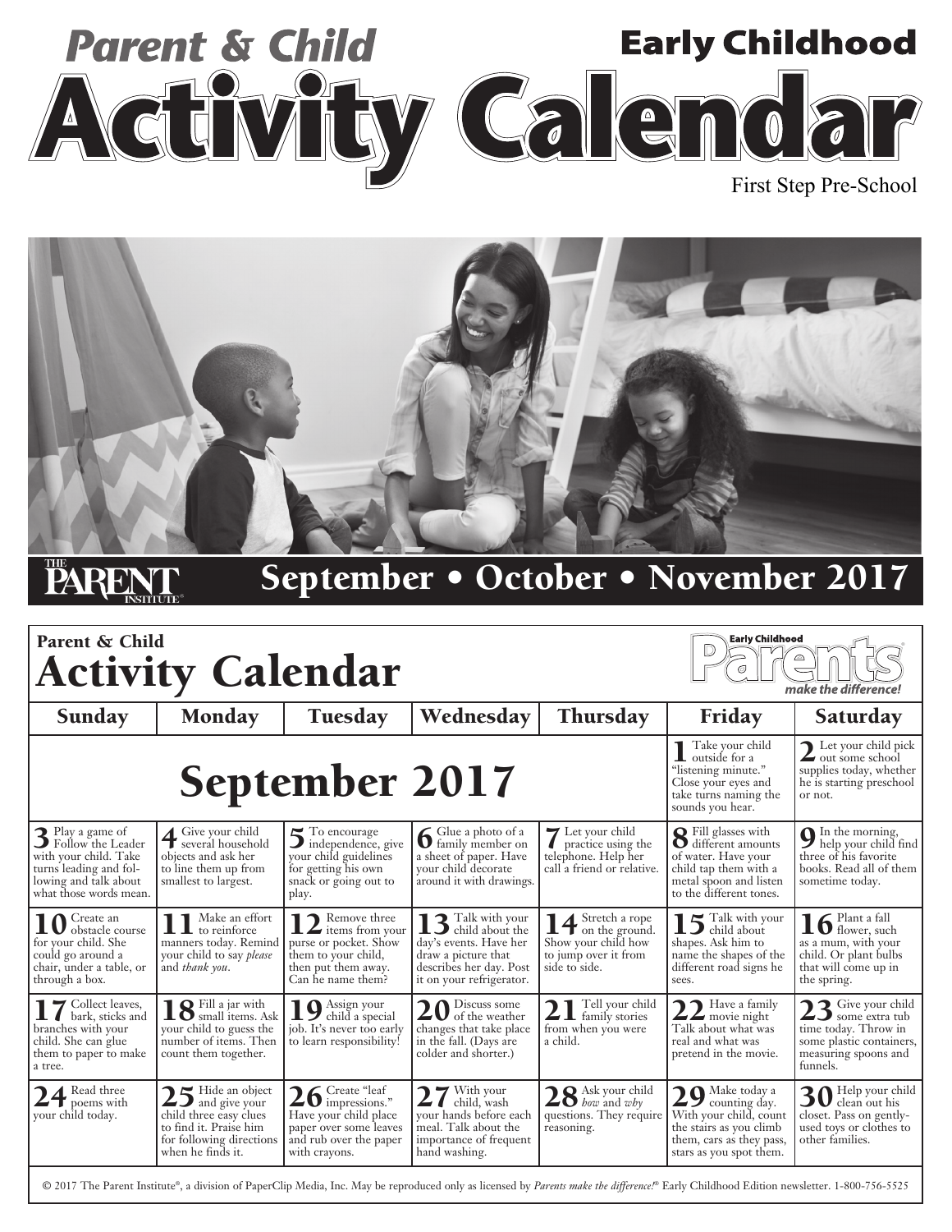# Parent & Child Early Childhood Activity Calendar

First Step Pre-School

## September • October • November 2017

## Parent & Child Activity Calendar

Early Childhood Parents *make the difference!*

| Sunday | Monday | Tuesday | Wednesday | Thursday | Friday | Saturday |
|---|---|---|---|---|---|---|
| **September 2017** | | | | | **1** Take your child outside for a "listening minute." Close your eyes and take turns naming the sounds you hear. | **2** Let your child pick out some school supplies today, whether he is starting preschool or not. |
| **3** Play a game of Follow the Leader with your child. Take turns leading and following and talk about what those words mean. | **4** Give your child several household objects and ask her to line them up from smallest to largest. | **5** To encourage independence, give your child guidelines for getting his own snack or going out to play. | **6** Glue a photo of a family member on a sheet of paper. Have your child decorate around it with drawings. | **7** Let your child practice using the telephone. Help her call a friend or relative. | **8** Fill glasses with different amounts of water. Have your child tap them with a metal spoon and listen to the different tones. | **9** In the morning, help your child find three of his favorite books. Read all of them sometime today. |
| **10** Create an obstacle course for your child. She could go around a chair, under a table, or through a box. | **11** Make an effort to reinforce manners today. Remind your child to say *please* and *thank you*. | **12** Remove three items from your purse or pocket. Show them to your child, then put them away. Can he name them? | **13** Talk with your child about the day's events. Have her draw a picture that describes her day. Post it on your refrigerator. | **14** Stretch a rope on the ground. Show your child how to jump over it from side to side. | **15** Talk with your child about shapes. Ask him to name the shapes of the different road signs he sees. | **16** Plant a fall flower, such as a mum, with your child. Or plant bulbs that will come up in the spring. |
| **17** Collect leaves, bark, sticks and branches with your child. She can glue them to paper to make a tree. | **18** Fill a jar with small items. Ask your child to guess the number of items. Then count them together. | **19** Assign your child a special job. It's never too early to learn responsibility! | **20** Discuss some of the weather changes that take place in the fall. (Days are colder and shorter.) | **21** Tell your child family stories from when you were a child. | **22** Have a family movie night Talk about what was real and what was pretend in the movie. | **23** Give your child some extra tub time today. Throw in some plastic containers, measuring spoons and funnels. |
| **24** Read three poems with your child today. | **25** Hide an object and give your child three easy clues to find it. Praise him for following directions when he finds it. | **26** Create "leaf impressions." Have your child place paper over some leaves and rub over the paper with crayons. | **27** With your child, wash your hands before each meal. Talk about the importance of frequent hand washing. | **28** Ask your child *how* and *why* questions. They require reasoning. | **29** Make today a counting day. With your child, count the stairs as you climb them, cars as they pass, stars as you spot them. | **30** Help your child clean out his closet. Pass on gently-used toys or clothes to other families. |

© 2017 The Parent Institute®, a division of PaperClip Media, Inc. May be reproduced only as licensed by *Parents make the difference!*® Early Childhood Edition newsletter. 1-800-756-5525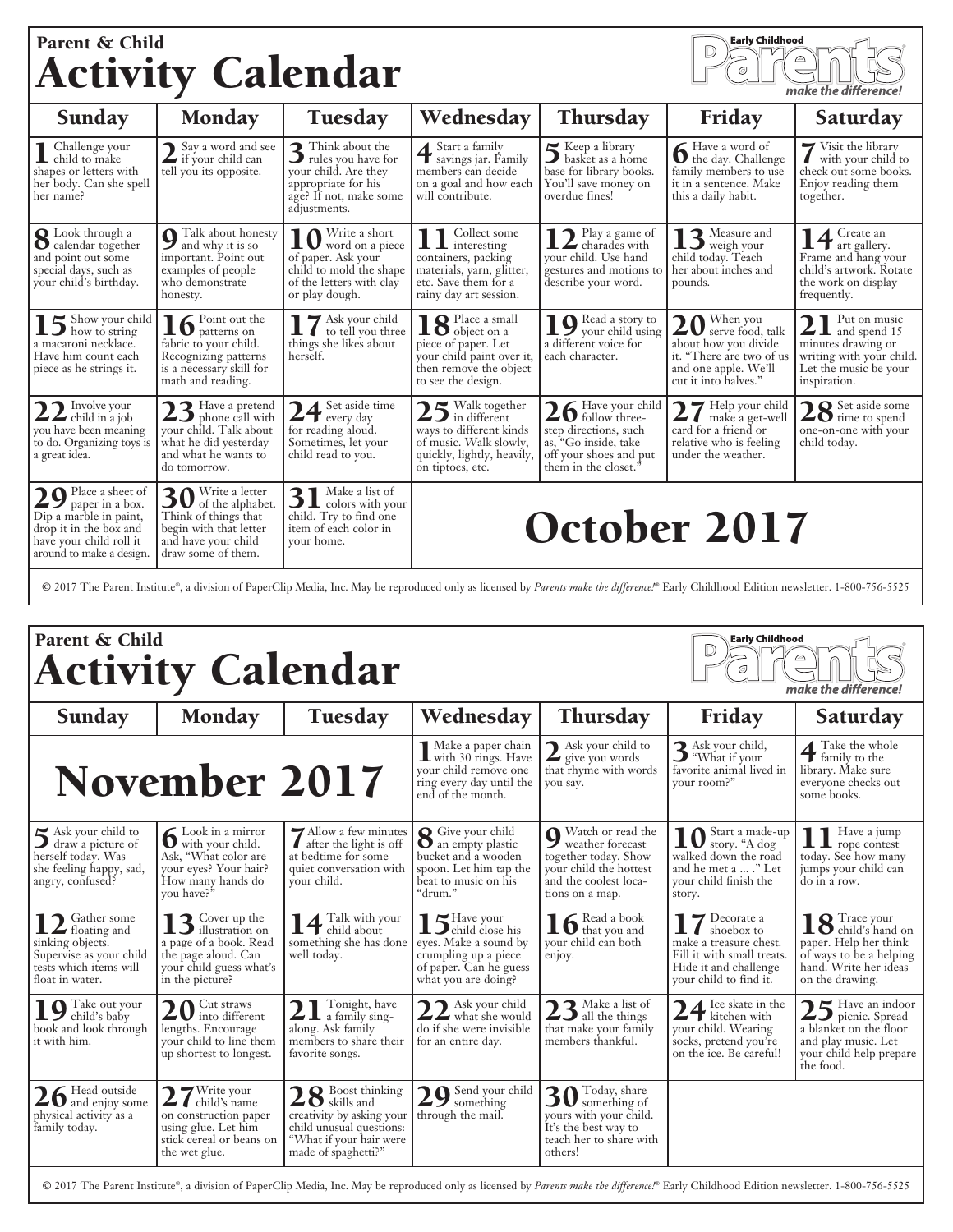# Parent & Child Activity Calendar

*Early Childhood Parents make the difference!*

## October 2017

| Sunday | Monday | Tuesday | Wednesday | Thursday | Friday | Saturday |
|---|---|---|---|---|---|---|
| **1** Challenge your child to make shapes or letters with her body. Can she spell her name? | **2** Say a word and see if your child can tell you its opposite. | **3** Think about the rules you have for your child. Are they appropriate for his age? If not, make some adjustments. | **4** Start a family savings jar. Family members can decide on a goal and how each will contribute. | **5** Keep a library basket as a home base for library books. You'll save money on overdue fines! | **6** Have a word of the day. Challenge family members to use it in a sentence. Make this a daily habit. | **7** Visit the library with your child to check out some books. Enjoy reading them together. |
| **8** Look through a calendar together and point out some special days, such as your child's birthday. | **9** Talk about honesty and why it is so important. Point out examples of people who demonstrate honesty. | **10** Write a short word on a piece of paper. Ask your child to mold the shape of the letters with clay or play dough. | **11** Collect some interesting containers, packing materials, yarn, glitter, etc. Save them for a rainy day art session. | **12** Play a game of charades with your child. Use hand gestures and motions to describe your word. | **13** Measure and weigh your child today. Teach her about inches and pounds. | **14** Create an art gallery. Frame and hang your child's artwork. Rotate the work on display frequently. |
| **15** Show your child how to string a macaroni necklace. Have him count each piece as he strings it. | **16** Point out the patterns on fabric to your child. Recognizing patterns is a necessary skill for math and reading. | **17** Ask your child to tell you three things she likes about herself. | **18** Place a small object on a piece of paper. Let your child paint over it, then remove the object to see the design. | **19** Read a story to your child using a different voice for each character. | **20** When you serve food, talk about how you divide it. "There are two of us and one apple. We'll cut it into halves." | **21** Put on music and spend 15 minutes drawing or writing with your child. Let the music be your inspiration. |
| **22** Involve your child in a job you have been meaning to do. Organizing toys is a great idea. | **23** Have a pretend phone call with your child. Talk about what he did yesterday and what he wants to do tomorrow. | **24** Set aside time every day for reading aloud. Sometimes, let your child read to you. | **25** Walk together in different ways to different kinds of music. Walk slowly, quickly, lightly, heavily, on tiptoes, etc. | **26** Have your child follow three-step directions, such as, "Go inside, take off your shoes and put them in the closet." | **27** Help your child make a get-well card for a friend or relative who is feeling under the weather. | **28** Set aside some time to spend one-on-one with your child today. |
| **29** Place a sheet of paper in a box. Dip a marble in paint, drop it in the box and have your child roll it around to make a design. | **30** Write a letter of the alphabet. Think of things that begin with that letter and have your child draw some of them. | **31** Make a list of colors with your child. Try to find one item of each color in your home. | | | | |

© 2017 The Parent Institute®, a division of PaperClip Media, Inc. May be reproduced only as licensed by *Parents make the difference!®* Early Childhood Edition newsletter. 1-800-756-5525

# Parent & Child Activity Calendar

*Early Childhood Parents make the difference!*

## November 2017

| Sunday | Monday | Tuesday | Wednesday | Thursday | Friday | Saturday |
|---|---|---|---|---|---|---|
| | | | **1** Make a paper chain with 30 rings. Have your child remove one ring every day until the end of the month. | **2** Ask your child to give you words that rhyme with words you say. | **3** Ask your child, "What if your favorite animal lived in your room?" | **4** Take the whole family to the library. Make sure everyone checks out some books. |
| **5** Ask your child to draw a picture of herself today. Was she feeling happy, sad, angry, confused? | **6** Look in a mirror with your child. Ask, "What color are your eyes? Your hair? How many hands do you have?" | **7** Allow a few minutes after the light is off at bedtime for some quiet conversation with your child. | **8** Give your child an empty plastic bucket and a wooden spoon. Let him tap the beat to music on his "drum." | **9** Watch or read the weather forecast together today. Show your child the hottest and the coolest locations on a map. | **10** Start a made-up story. "A dog walked down the road and he met a ... ." Let your child finish the story. | **11** Have a jump rope contest today. See how many jumps your child can do in a row. |
| **12** Gather some floating and sinking objects. Supervise as your child tests which items will float in water. | **13** Cover up the illustration on a page of a book. Read the page aloud. Can your child guess what's in the picture? | **14** Talk with your child about something she has done well today. | **15** Have your child close his eyes. Make a sound by crumpling up a piece of paper. Can he guess what you are doing? | **16** Read a book that you and your child can both enjoy. | **17** Decorate a shoebox to make a treasure chest. Fill it with small treats. Hide it and challenge your child to find it. | **18** Trace your child's hand on paper. Help her think of ways to be a helping hand. Write her ideas on the drawing. |
| **19** Take out your child's baby book and look through it with him. | **20** Cut straws into different lengths. Encourage your child to line them up shortest to longest. | **21** Tonight, have a family sing-along. Ask family members to share their favorite songs. | **22** Ask your child what she would do if she were invisible for an entire day. | **23** Make a list of all the things that make your family members thankful. | **24** Ice skate in the kitchen with your child. Wearing socks, pretend you're on the ice. Be careful! | **25** Have an indoor picnic. Spread a blanket on the floor and play music. Let your child help prepare the food. |
| **26** Head outside and enjoy some physical activity as a family today. | **27** Write your child's name on construction paper using glue. Let him stick cereal or beans on the wet glue. | **28** Boost thinking skills and creativity by asking your child unusual questions: "What if your hair were made of spaghetti?" | **29** Send your child something through the mail. | **30** Today, share something of yours with your child. It's the best way to teach her to share with others! | | |

© 2017 The Parent Institute®, a division of PaperClip Media, Inc. May be reproduced only as licensed by *Parents make the difference!®* Early Childhood Edition newsletter. 1-800-756-5525